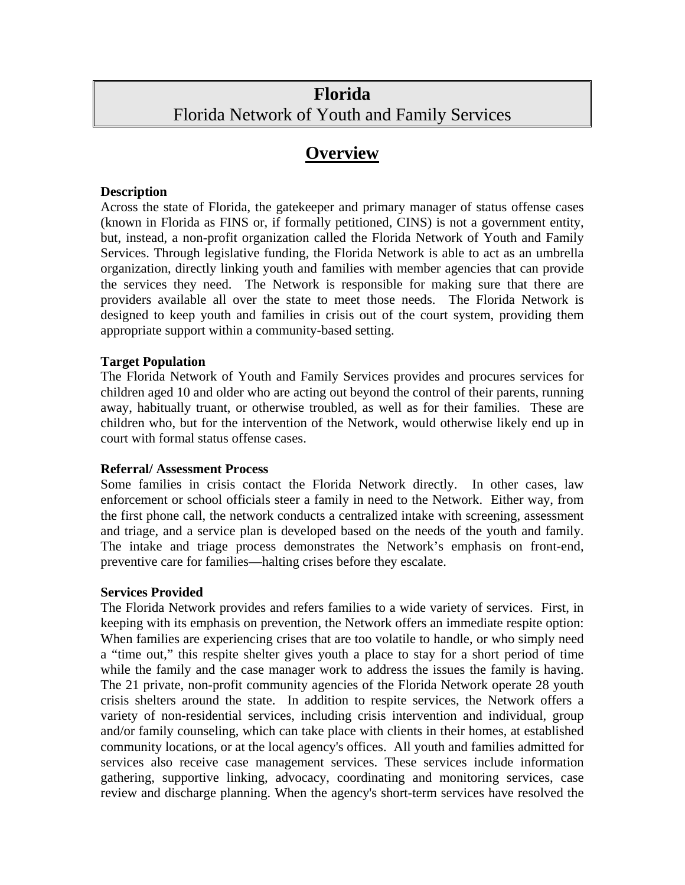# Florida

Florida Network of Youth and Family Services

## Overview

**Description**

Across the state of Florida, the gatekeeper and primary manager of status offense cases (known in Florida as FINS or, if formally petitioned, CINS) is not a government entity, but, instead, a non-profit organization called the Florida Network of Youth and Family Services. Through legislative funding, the Florida Network is able to act as an umbrella organization, directly linking youth and families with member agencies that can provide the services they need. The Network is responsible for making sure that there are providers available all over the state to meet those needs. The Florida Network is designed to keep youth and families in crisis out of the court system, providing them appropriate support within a community-based setting.

**Target Population**

The Florida Network of Youth and Family Services provides and procures services for children aged 10 and older who are acting out beyond the control of their parents, running away, habitually truant, or otherwise troubled, as well as for their families. These are children who, but for the intervention of the Network, would otherwise likely end up in court with formal status offense cases.

**Referral/ Assessment Process**

Some families in crisis contact the Florida Network directly. In other cases, law enforcement or school officials steer a family in need to the Network. Either way, from the first phone call, the network conducts a centralized intake with screening, assessment and triage, and a service plan is developed based on the needs of the youth and family. The intake and triage process demonstrates the Network's emphasis on front-end, preventive care for families—halting crises before they escalate.

**Services Provided**

The Florida Network provides and refers families to a wide variety of services. First, in keeping with its emphasis on prevention, the Network offers an immediate respite option: When families are experiencing crises that are too volatile to handle, or who simply need a "time out," this respite shelter gives youth a place to stay for a short period of time while the family and the case manager work to address the issues the family is having. The 21 private, non-profit community agencies of the Florida Network operate 28 youth crisis shelters around the state. In addition to respite services, the Network offers a variety of non-residential services, including crisis intervention and individual, group and/or family counseling, which can take place with clients in their homes, at established community locations, or at the local agency's offices. All youth and families admitted for services also receive case management services. These services include information gathering, supportive linking, advocacy, coordinating and monitoring services, case review and discharge planning. When the agency's short-term services have resolved the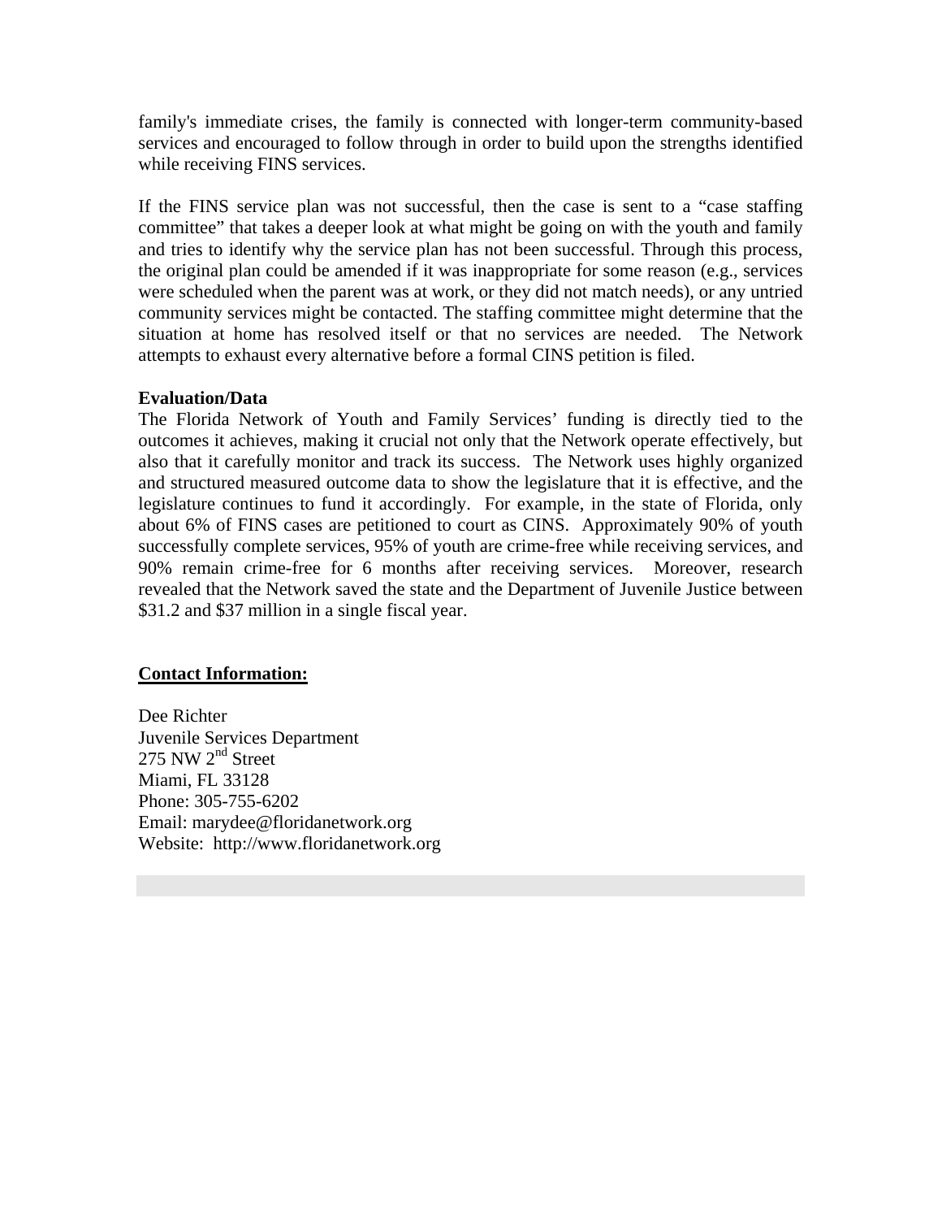family's immediate crises, the family is connected with longer-term community-based services and encouraged to follow through in order to build upon the strengths identified while receiving FINS services.

If the FINS service plan was not successful, then the case is sent to a "case staffing committee" that takes a deeper look at what might be going on with the youth and family and tries to identify why the service plan has not been successful. Through this process, the original plan could be amended if it was inappropriate for some reason (e.g., services were scheduled when the parent was at work, or they did not match needs), or any untried community services might be contacted. The staffing committee might determine that the situation at home has resolved itself or that no services are needed. The Network attempts to exhaust every alternative before a formal CINS petition is filed.

**Evaluation/Data**

The Florida Network of Youth and Family Services' funding is directly tied to the outcomes it achieves, making it crucial not only that the Network operate effectively, but also that it carefully monitor and track its success. The Network uses highly organized and structured measured outcome data to show the legislature that it is effective, and the legislature continues to fund it accordingly. For example, in the state of Florida, only about 6% of FINS cases are petitioned to court as CINS. Approximately 90% of youth successfully complete services, 95% of youth are crime-free while receiving services, and 90% remain crime-free for 6 months after receiving services. Moreover, research revealed that the Network saved the state and the Department of Juvenile Justice between $31.2 and $37 million in a single fiscal year.

**Contact Information:**

Dee Richter
Juvenile Services Department
275 NW 2nd Street
Miami, FL 33128
Phone: 305-755-6202
Email: marydee@floridanetwork.org
Website: http://www.floridanetwork.org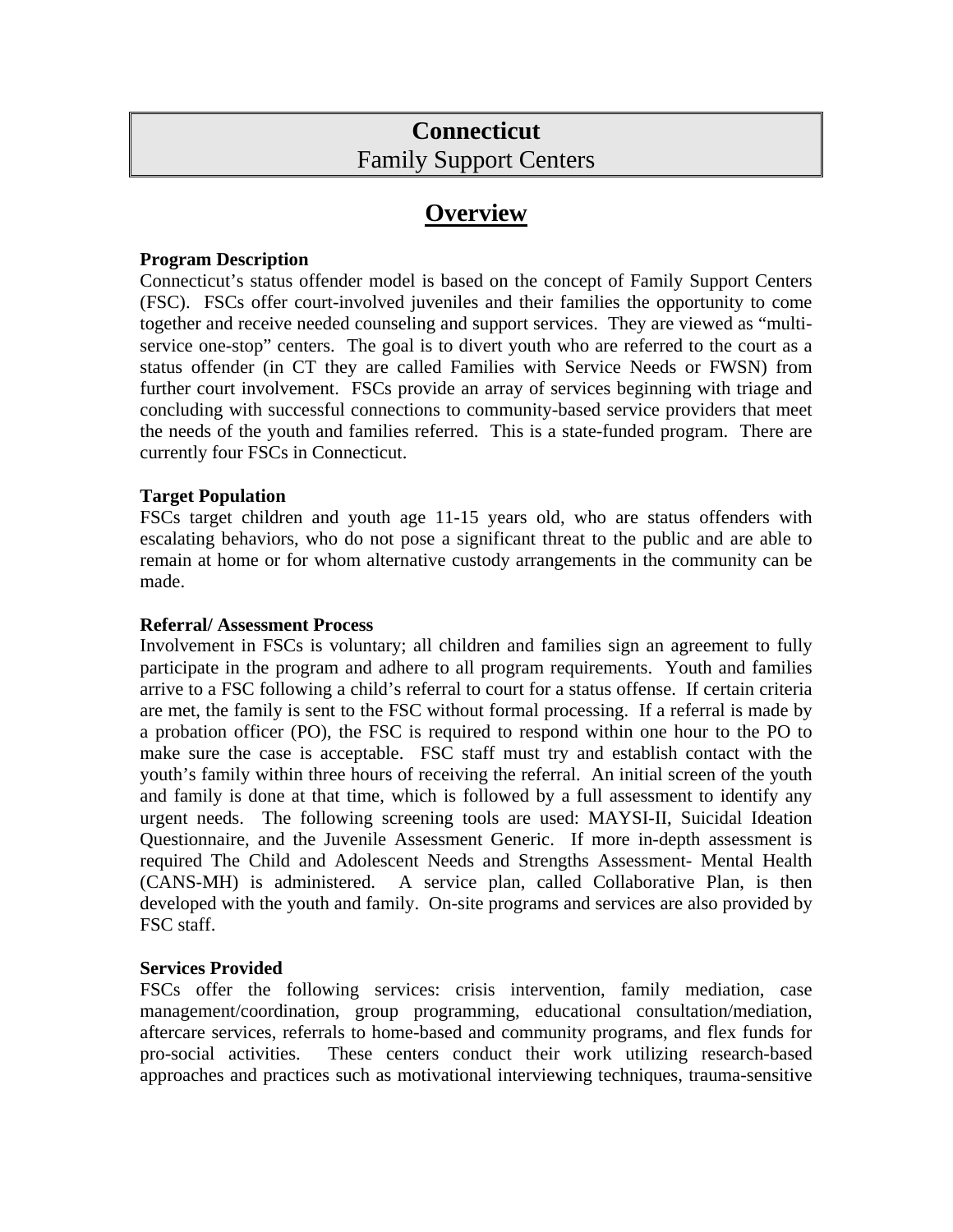# Connecticut
Family Support Centers

## Overview

**Program Description**

Connecticut's status offender model is based on the concept of Family Support Centers (FSC). FSCs offer court-involved juveniles and their families the opportunity to come together and receive needed counseling and support services. They are viewed as "multi-service one-stop" centers. The goal is to divert youth who are referred to the court as a status offender (in CT they are called Families with Service Needs or FWSN) from further court involvement. FSCs provide an array of services beginning with triage and concluding with successful connections to community-based service providers that meet the needs of the youth and families referred. This is a state-funded program. There are currently four FSCs in Connecticut.

**Target Population**

FSCs target children and youth age 11-15 years old, who are status offenders with escalating behaviors, who do not pose a significant threat to the public and are able to remain at home or for whom alternative custody arrangements in the community can be made.

**Referral/ Assessment Process**

Involvement in FSCs is voluntary; all children and families sign an agreement to fully participate in the program and adhere to all program requirements. Youth and families arrive to a FSC following a child's referral to court for a status offense. If certain criteria are met, the family is sent to the FSC without formal processing. If a referral is made by a probation officer (PO), the FSC is required to respond within one hour to the PO to make sure the case is acceptable. FSC staff must try and establish contact with the youth's family within three hours of receiving the referral. An initial screen of the youth and family is done at that time, which is followed by a full assessment to identify any urgent needs. The following screening tools are used: MAYSI-II, Suicidal Ideation Questionnaire, and the Juvenile Assessment Generic. If more in-depth assessment is required The Child and Adolescent Needs and Strengths Assessment- Mental Health (CANS-MH) is administered. A service plan, called Collaborative Plan, is then developed with the youth and family. On-site programs and services are also provided by FSC staff.

**Services Provided**

FSCs offer the following services: crisis intervention, family mediation, case management/coordination, group programming, educational consultation/mediation, aftercare services, referrals to home-based and community programs, and flex funds for pro-social activities. These centers conduct their work utilizing research-based approaches and practices such as motivational interviewing techniques, trauma-sensitive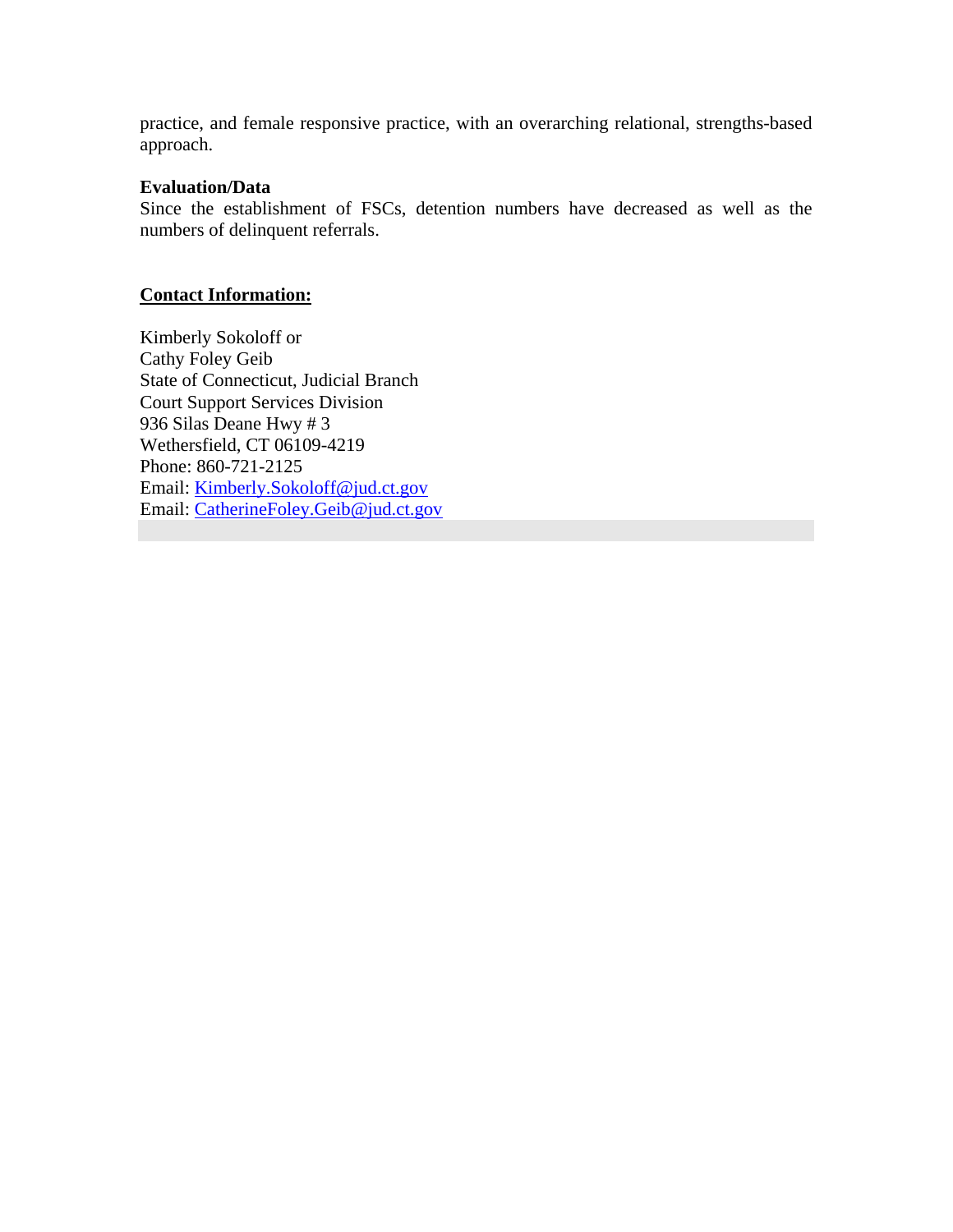practice, and female responsive practice, with an overarching relational, strengths-based approach.

**Evaluation/Data**

Since the establishment of FSCs, detention numbers have decreased as well as the numbers of delinquent referrals.

## Contact Information:

Kimberly Sokoloff or  
Cathy Foley Geib  
State of Connecticut, Judicial Branch  
Court Support Services Division  
936 Silas Deane Hwy # 3  
Wethersfield, CT 06109-4219  
Phone: 860-721-2125  
Email: Kimberly.Sokoloff@jud.ct.gov  
Email: CatherineFoley.Geib@jud.ct.gov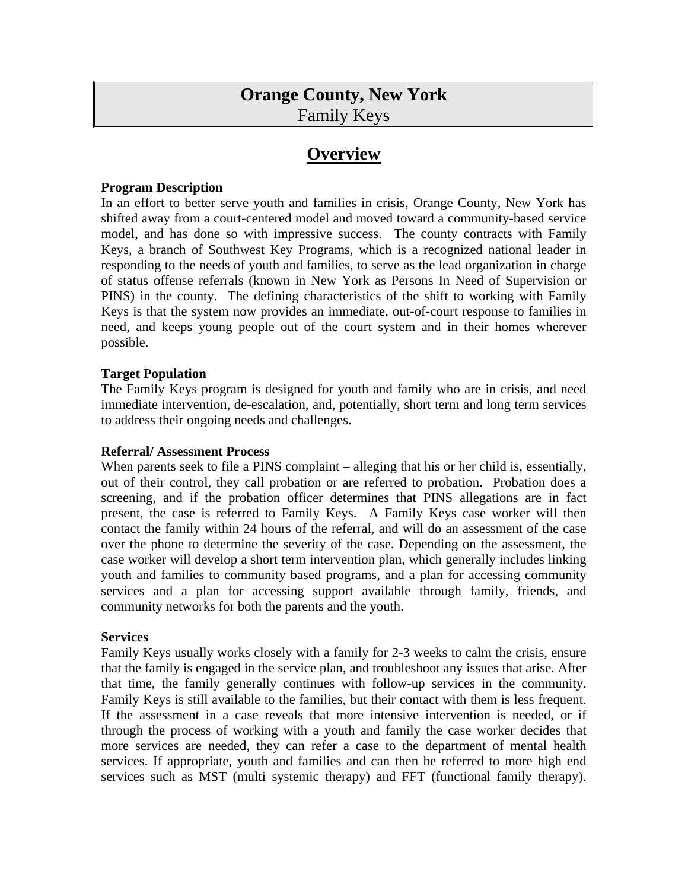# Orange County, New York
Family Keys

## Overview

**Program Description**

In an effort to better serve youth and families in crisis, Orange County, New York has shifted away from a court-centered model and moved toward a community-based service model, and has done so with impressive success. The county contracts with Family Keys, a branch of Southwest Key Programs, which is a recognized national leader in responding to the needs of youth and families, to serve as the lead organization in charge of status offense referrals (known in New York as Persons In Need of Supervision or PINS) in the county. The defining characteristics of the shift to working with Family Keys is that the system now provides an immediate, out-of-court response to families in need, and keeps young people out of the court system and in their homes wherever possible.

**Target Population**

The Family Keys program is designed for youth and family who are in crisis, and need immediate intervention, de-escalation, and, potentially, short term and long term services to address their ongoing needs and challenges.

**Referral/ Assessment Process**

When parents seek to file a PINS complaint – alleging that his or her child is, essentially, out of their control, they call probation or are referred to probation. Probation does a screening, and if the probation officer determines that PINS allegations are in fact present, the case is referred to Family Keys. A Family Keys case worker will then contact the family within 24 hours of the referral, and will do an assessment of the case over the phone to determine the severity of the case. Depending on the assessment, the case worker will develop a short term intervention plan, which generally includes linking youth and families to community based programs, and a plan for accessing community services and a plan for accessing support available through family, friends, and community networks for both the parents and the youth.

**Services**

Family Keys usually works closely with a family for 2-3 weeks to calm the crisis, ensure that the family is engaged in the service plan, and troubleshoot any issues that arise. After that time, the family generally continues with follow-up services in the community. Family Keys is still available to the families, but their contact with them is less frequent. If the assessment in a case reveals that more intensive intervention is needed, or if through the process of working with a youth and family the case worker decides that more services are needed, they can refer a case to the department of mental health services. If appropriate, youth and families and can then be referred to more high end services such as MST (multi systemic therapy) and FFT (functional family therapy).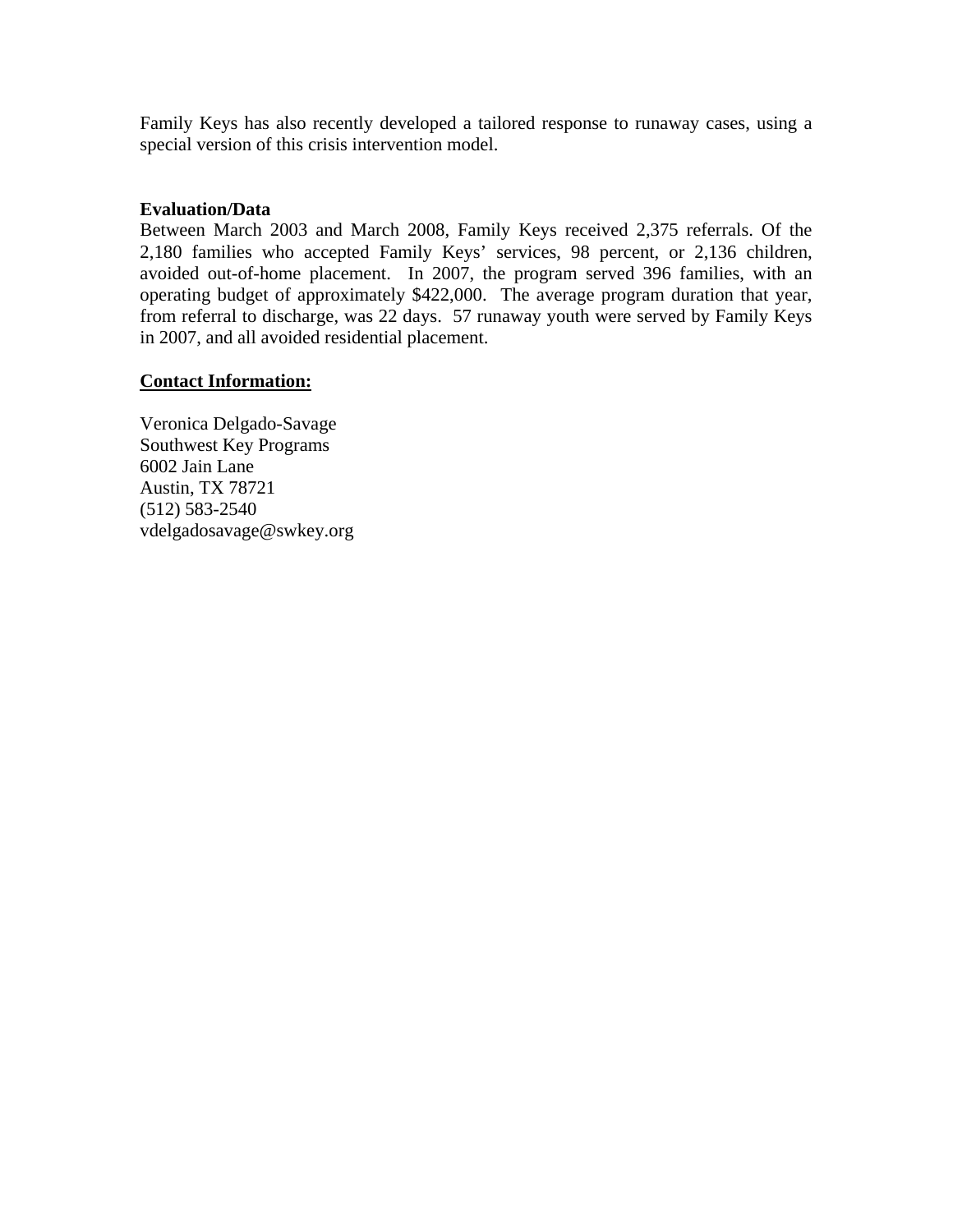Family Keys has also recently developed a tailored response to runaway cases, using a special version of this crisis intervention model.

**Evaluation/Data**

Between March 2003 and March 2008, Family Keys received 2,375 referrals. Of the 2,180 families who accepted Family Keys' services, 98 percent, or 2,136 children, avoided out-of-home placement. In 2007, the program served 396 families, with an operating budget of approximately $422,000. The average program duration that year, from referral to discharge, was 22 days. 57 runaway youth were served by Family Keys in 2007, and all avoided residential placement.

**Contact Information:**

Veronica Delgado-Savage
Southwest Key Programs
6002 Jain Lane
Austin, TX 78721
(512) 583-2540
vdelgadosavage@swkey.org